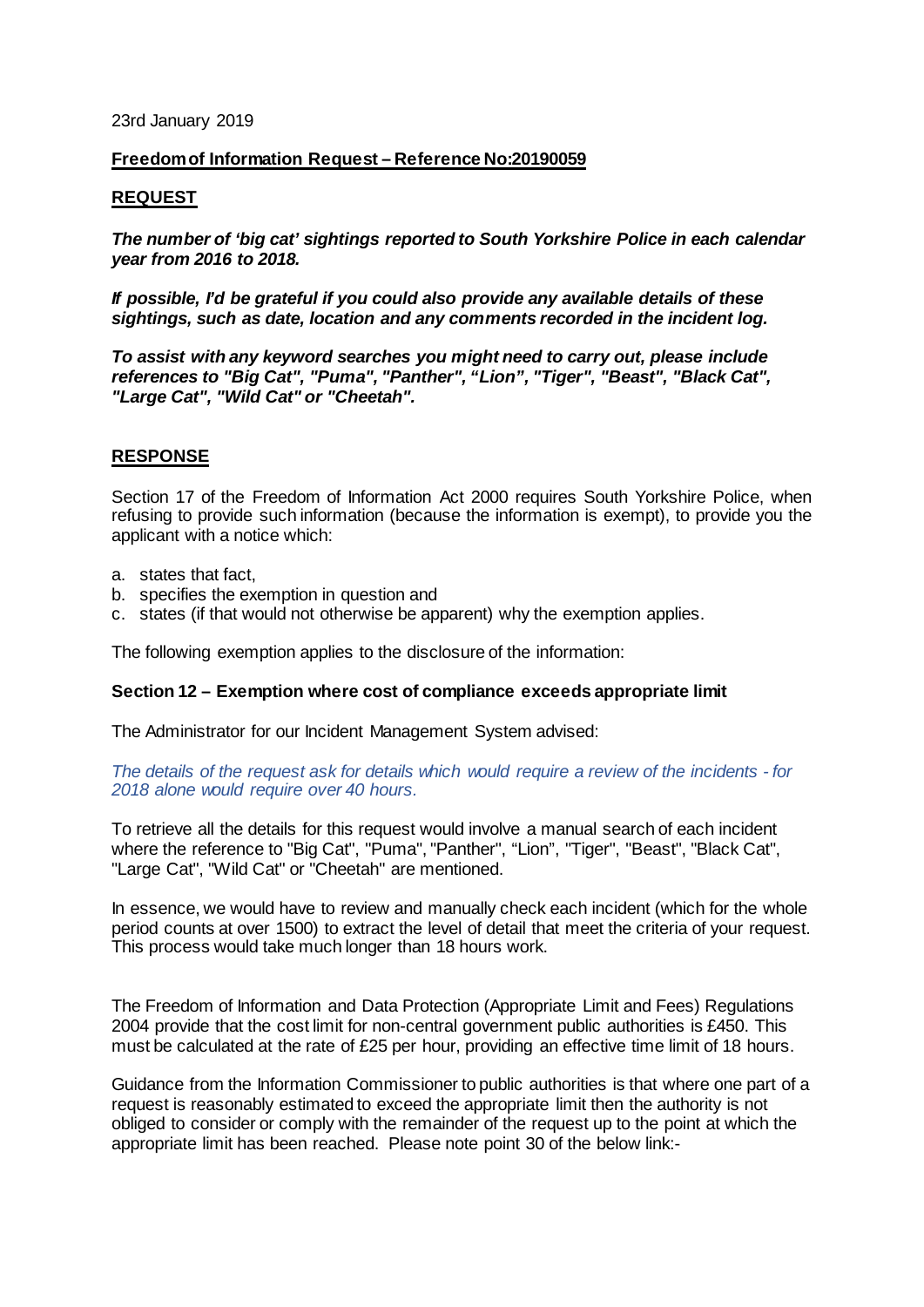23rd January 2019

**Freedom of Information Request – Reference No:20190059**

**REQUEST**

***The number of 'big cat' sightings reported to South Yorkshire Police in each calendar year from 2016 to 2018.***

***If possible, I'd be grateful if you could also provide any available details of these sightings, such as date, location and any comments recorded in the incident log.***

***To assist with any keyword searches you might need to carry out, please include references to "Big Cat", "Puma", "Panther", "Lion", "Tiger", "Beast", "Black Cat", "Large Cat", "Wild Cat" or "Cheetah".***

**RESPONSE**

Section 17 of the Freedom of Information Act 2000 requires South Yorkshire Police, when refusing to provide such information (because the information is exempt), to provide you the applicant with a notice which:

a. states that fact,
b. specifies the exemption in question and
c. states (if that would not otherwise be apparent) why the exemption applies.

The following exemption applies to the disclosure of the information:

**Section 12 – Exemption where cost of compliance exceeds appropriate limit**

The Administrator for our Incident Management System advised:

*The details of the request ask for details which would require a review of the incidents - for 2018 alone would require over 40 hours.*

To retrieve all the details for this request would involve a manual search of each incident where the reference to "Big Cat", "Puma", "Panther", "Lion", "Tiger", "Beast", "Black Cat", "Large Cat", "Wild Cat" or "Cheetah" are mentioned.

In essence, we would have to review and manually check each incident (which for the whole period counts at over 1500) to extract the level of detail that meet the criteria of your request. This process would take much longer than 18 hours work.

The Freedom of Information and Data Protection (Appropriate Limit and Fees) Regulations 2004 provide that the cost limit for non-central government public authorities is £450. This must be calculated at the rate of £25 per hour, providing an effective time limit of 18 hours.

Guidance from the Information Commissioner to public authorities is that where one part of a request is reasonably estimated to exceed the appropriate limit then the authority is not obliged to consider or comply with the remainder of the request up to the point at which the appropriate limit has been reached. Please note point 30 of the below link:-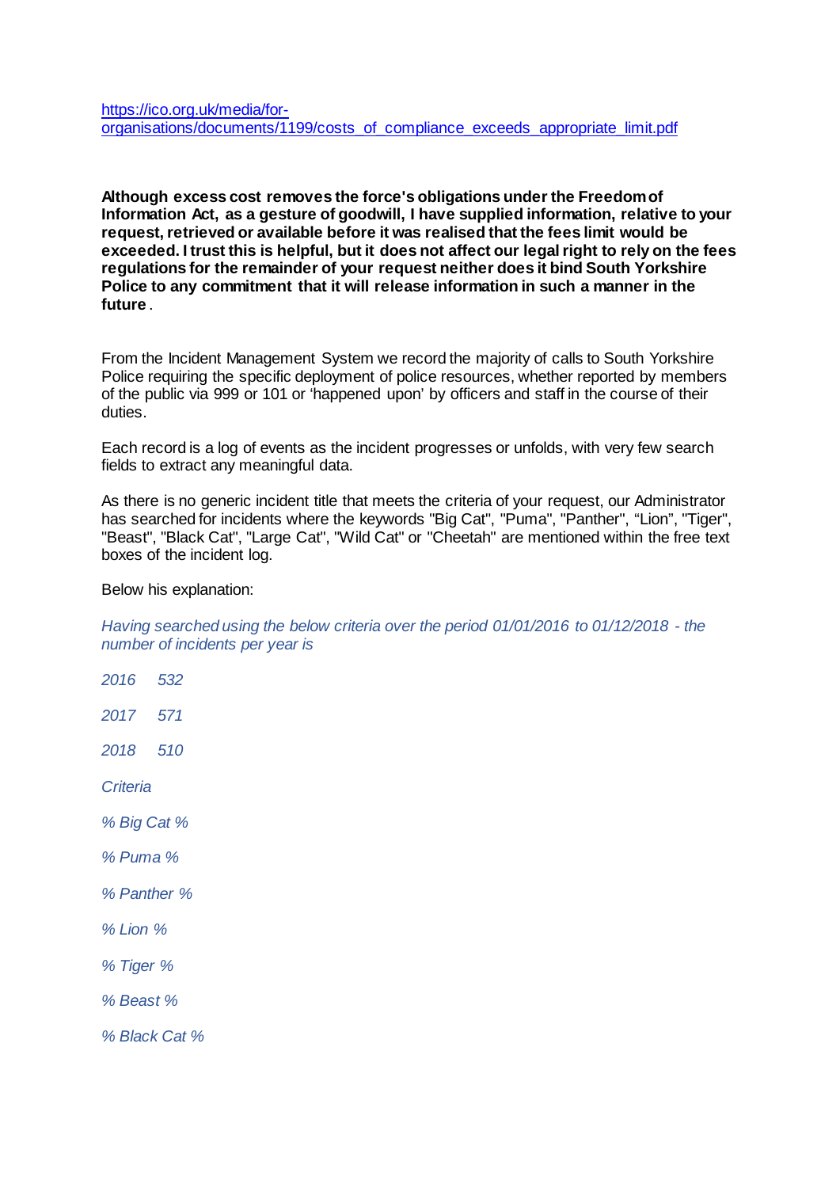[https://ico.org.uk/media/for-organisations/documents/1199/costs_of_compliance_exceeds_appropriate_limit.pdf](https://ico.org.uk/media/for-organisations/documents/1199/costs_of_compliance_exceeds_appropriate_limit.pdf)

**Although excess cost removes the force's obligations under the Freedom of Information Act, as a gesture of goodwill, I have supplied information, relative to your request, retrieved or available before it was realised that the fees limit would be exceeded. I trust this is helpful, but it does not affect our legal right to rely on the fees regulations for the remainder of your request neither does it bind South Yorkshire Police to any commitment that it will release information in such a manner in the future**.

From the Incident Management System we record the majority of calls to South Yorkshire Police requiring the specific deployment of police resources, whether reported by members of the public via 999 or 101 or 'happened upon' by officers and staff in the course of their duties.

Each record is a log of events as the incident progresses or unfolds, with very few search fields to extract any meaningful data.

As there is no generic incident title that meets the criteria of your request, our Administrator has searched for incidents where the keywords "Big Cat", "Puma", "Panther", "Lion", "Tiger", "Beast", "Black Cat", "Large Cat", "Wild Cat" or "Cheetah" are mentioned within the free text boxes of the incident log.

Below his explanation:

*Having searched using the below criteria over the period 01/01/2016 to 01/12/2018 - the number of incidents per year is*

*2016 532*

*2017 571*

*2018 510*

*Criteria*

*% Big Cat %*

*% Puma %*

*% Panther %*

*% Lion %*

*% Tiger %*

*% Beast %*

*% Black Cat %*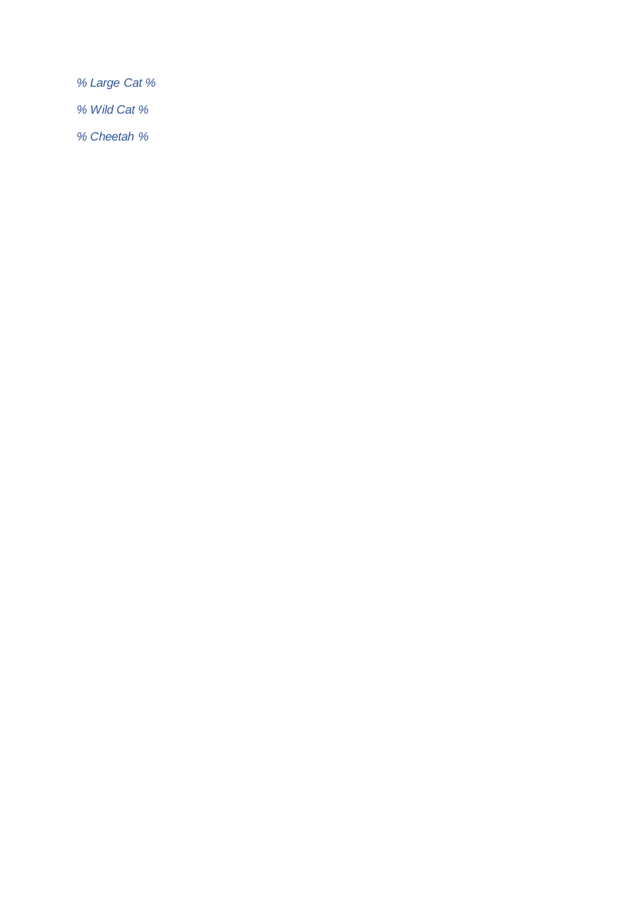*% Large Cat %*

*% Wild Cat %*

*% Cheetah %*